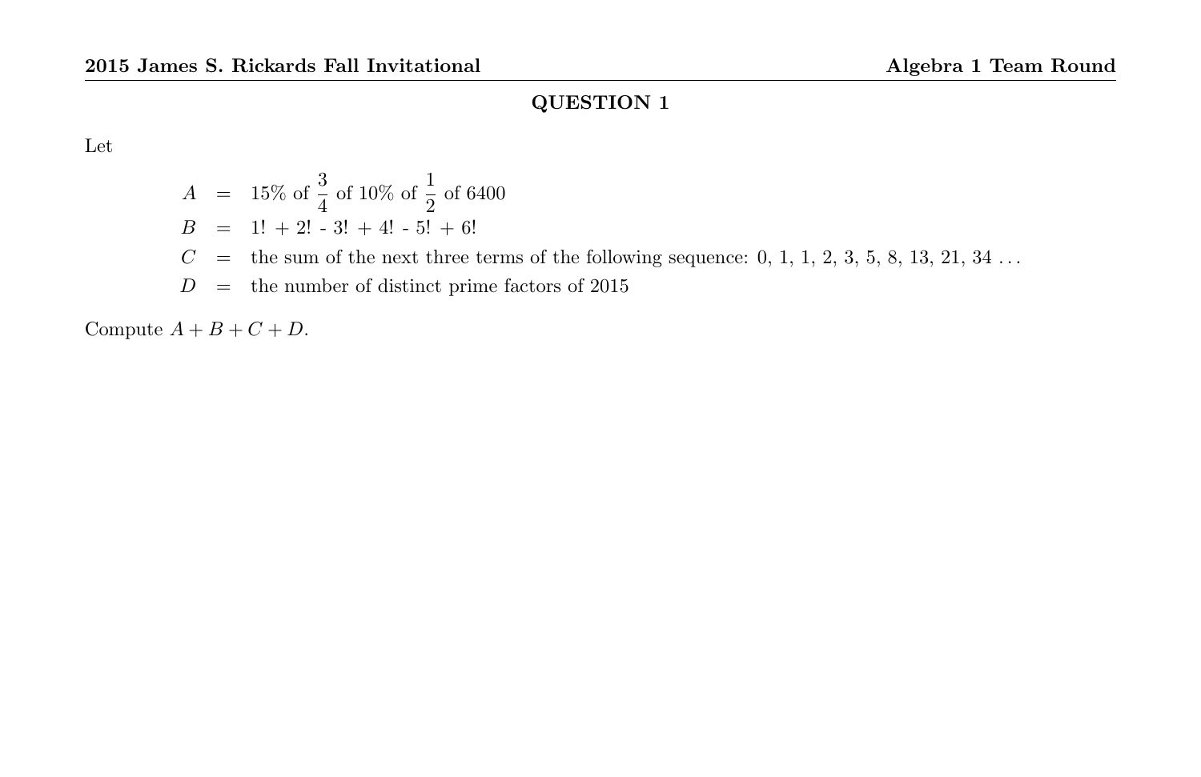## QUESTION 1

Let

$$
\begin{aligned}
A &= 15\% \text{ of } \frac{3}{4} \text{ of } 10\% \text{ of } \frac{1}{2} \text{ of } 6400 \\
B &= 1! + 2! - 3! + 4! - 5! + 6! \\
C &= \text{the sum of the next three terms of the following sequence: } 0, 1, 1, 2, 3, 5, 8, 13, 21, 34 \ldots \\
D &= \text{the number of distinct prime factors of } 2015
\end{aligned}
$$

Compute $A + B + C + D$.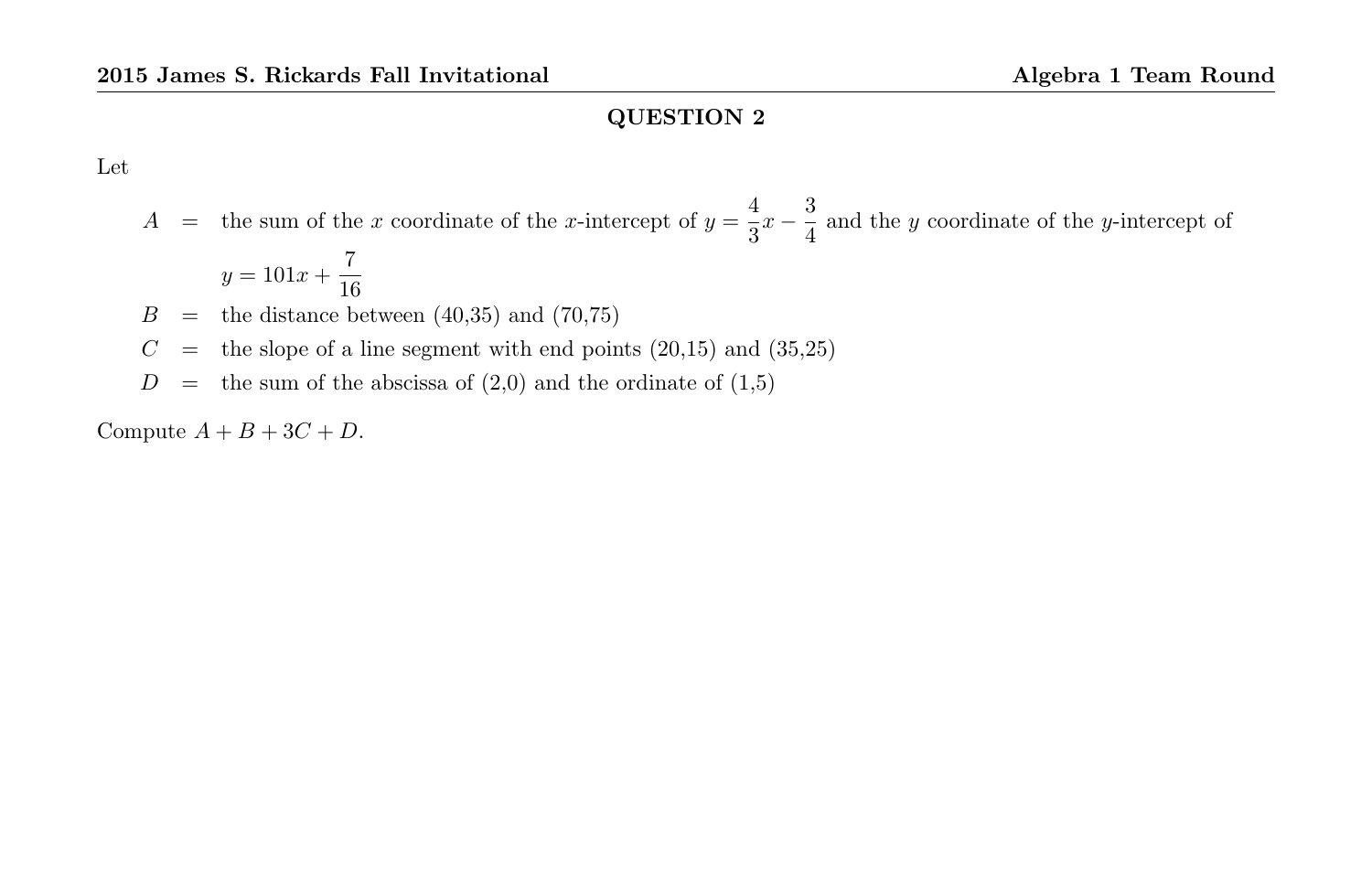## QUESTION 2

Let

$A$ = the sum of the $x$ coordinate of the $x$-intercept of $y = \frac{4}{3}x - \frac{3}{4}$ and the $y$ coordinate of the $y$-intercept of $y = 101x + \frac{7}{16}$

$B$ = the distance between (40,35) and (70,75)

$C$ = the slope of a line segment with end points (20,15) and (35,25)

$D$ = the sum of the abscissa of (2,0) and the ordinate of (1,5)

Compute $A + B + 3C + D$.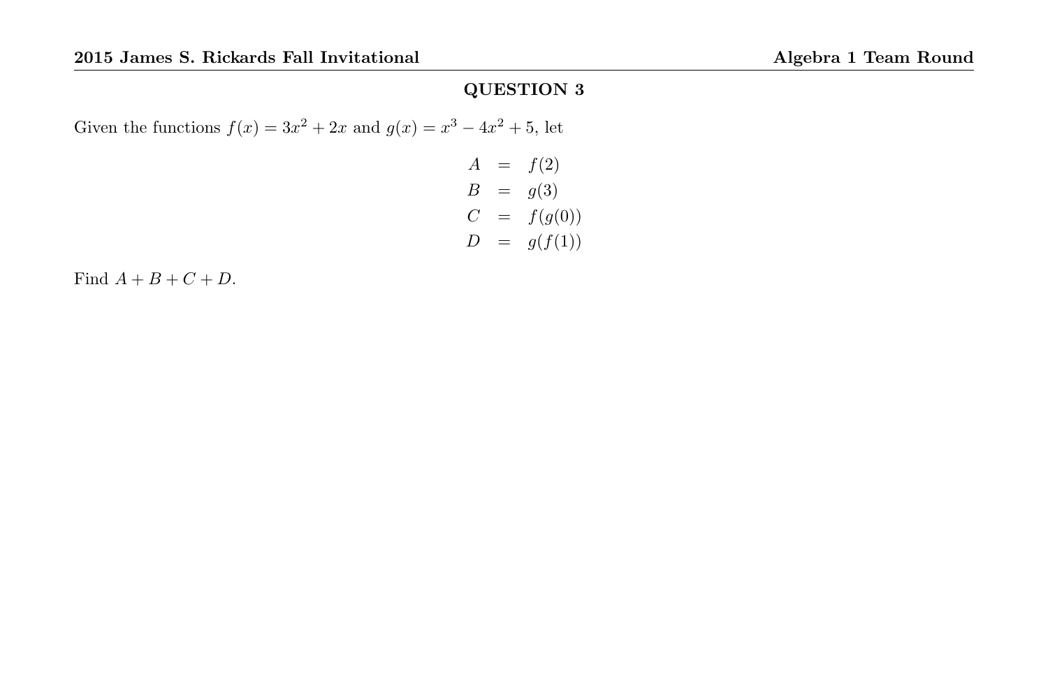## QUESTION 3

Given the functions $f(x) = 3x^2 + 2x$ and $g(x) = x^3 - 4x^2 + 5$, let

$$
\begin{aligned}
A &= f(2) \\
B &= g(3) \\
C &= f(g(0)) \\
D &= g(f(1))
\end{aligned}
$$

Find $A + B + C + D$.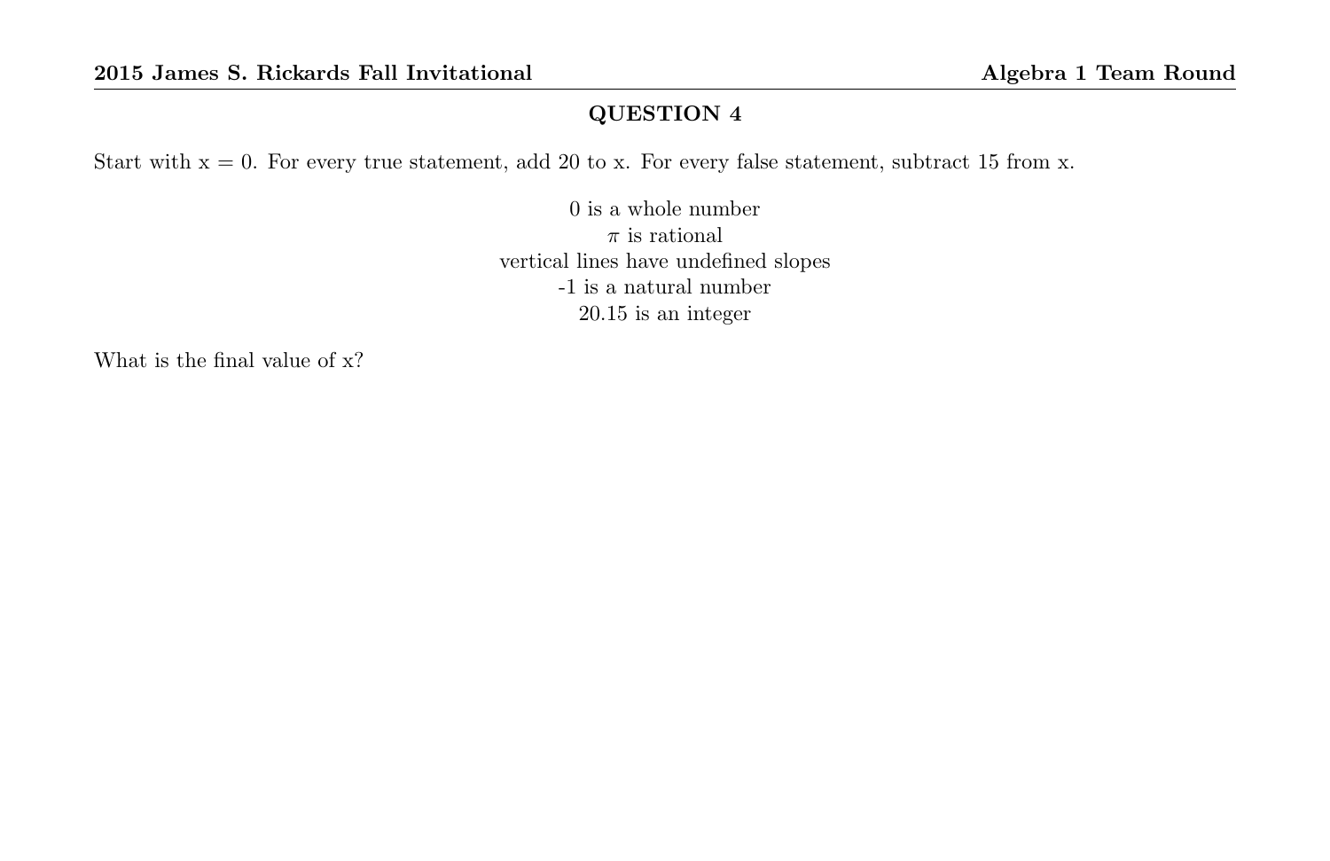## QUESTION 4

Start with x = 0. For every true statement, add 20 to x. For every false statement, subtract 15 from x.

0 is a whole number
$\pi$ is rational
vertical lines have undefined slopes
-1 is a natural number
20.15 is an integer

What is the final value of x?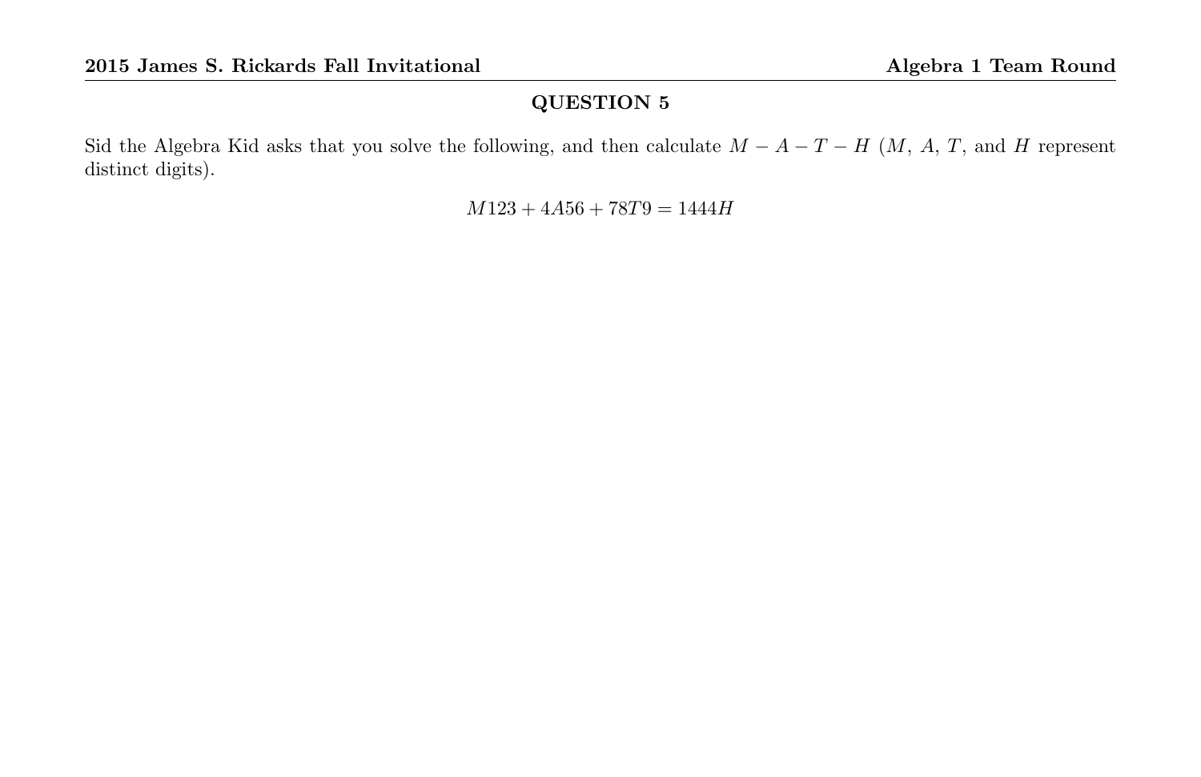## QUESTION 5

Sid the Algebra Kid asks that you solve the following, and then calculate $M - A - T - H$ ($M$, $A$, $T$, and $H$ represent distinct digits).

$$M123 + 4A56 + 78T9 = 1444H$$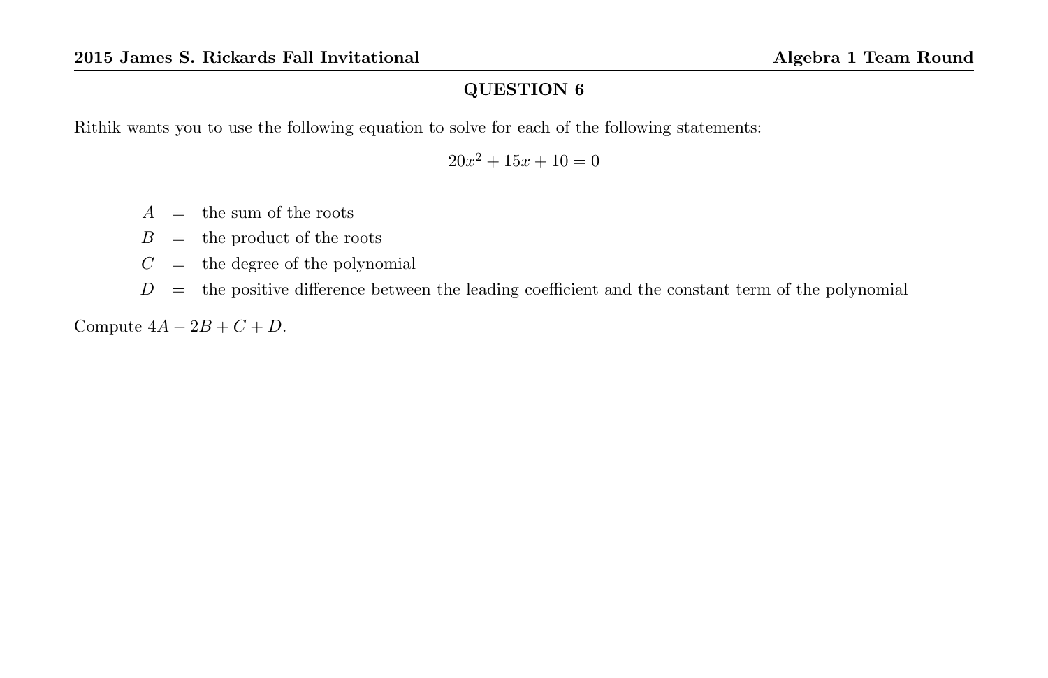## QUESTION 6

Rithik wants you to use the following equation to solve for each of the following statements:

$$20x^2 + 15x + 10 = 0$$

$A$ = the sum of the roots

$B$ = the product of the roots

$C$ = the degree of the polynomial

$D$ = the positive difference between the leading coefficient and the constant term of the polynomial

Compute $4A - 2B + C + D$.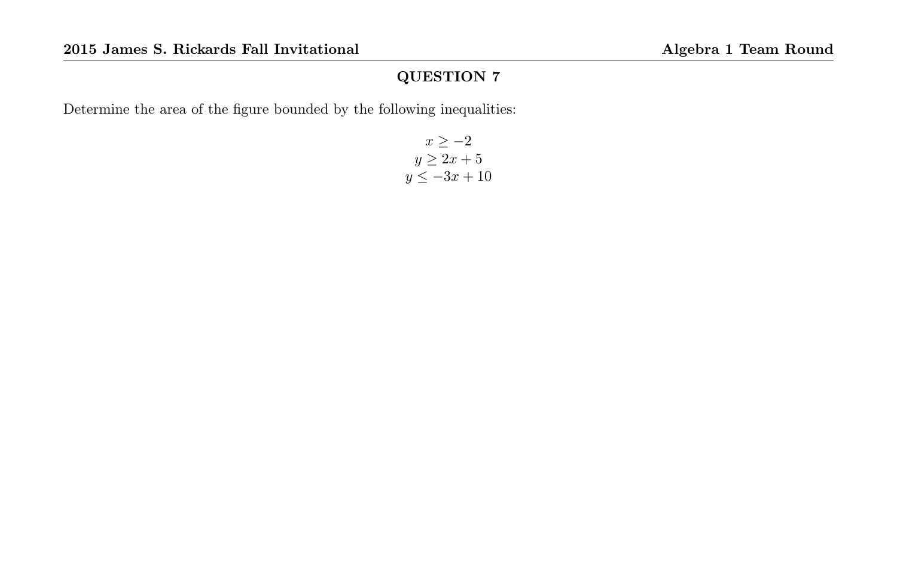## QUESTION 7

Determine the area of the figure bounded by the following inequalities:

$$x \geq -2$$
$$y \geq 2x + 5$$
$$y \leq -3x + 10$$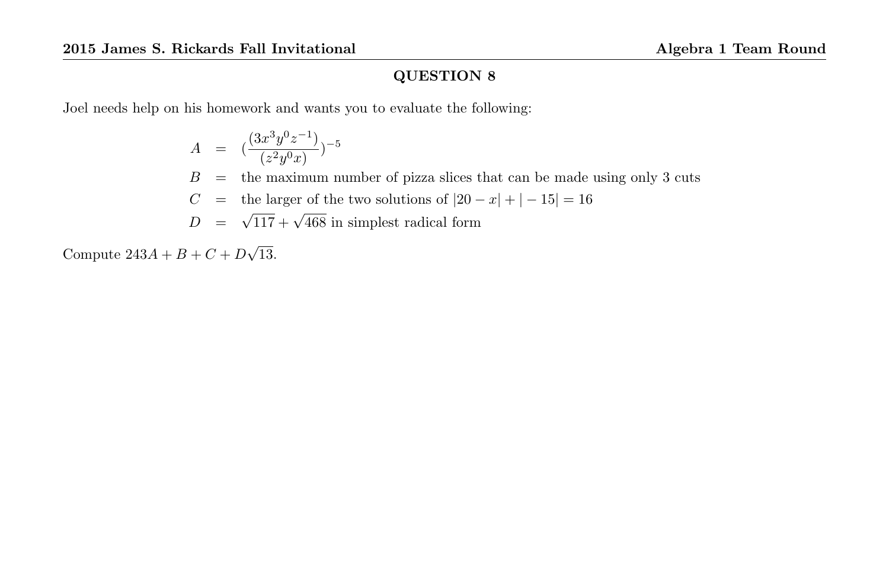## QUESTION 8

Joel needs help on his homework and wants you to evaluate the following:

$$
\begin{aligned}
A &= \left(\frac{(3x^3y^0z^{-1})}{(z^2y^0x)}\right)^{-5} \\
B &= \text{the maximum number of pizza slices that can be made using only 3 cuts} \\
C &= \text{the larger of the two solutions of } |20 - x| + |-15| = 16 \\
D &= \sqrt{117} + \sqrt{468} \text{ in simplest radical form}
\end{aligned}
$$

Compute $243A + B + C + D\sqrt{13}$.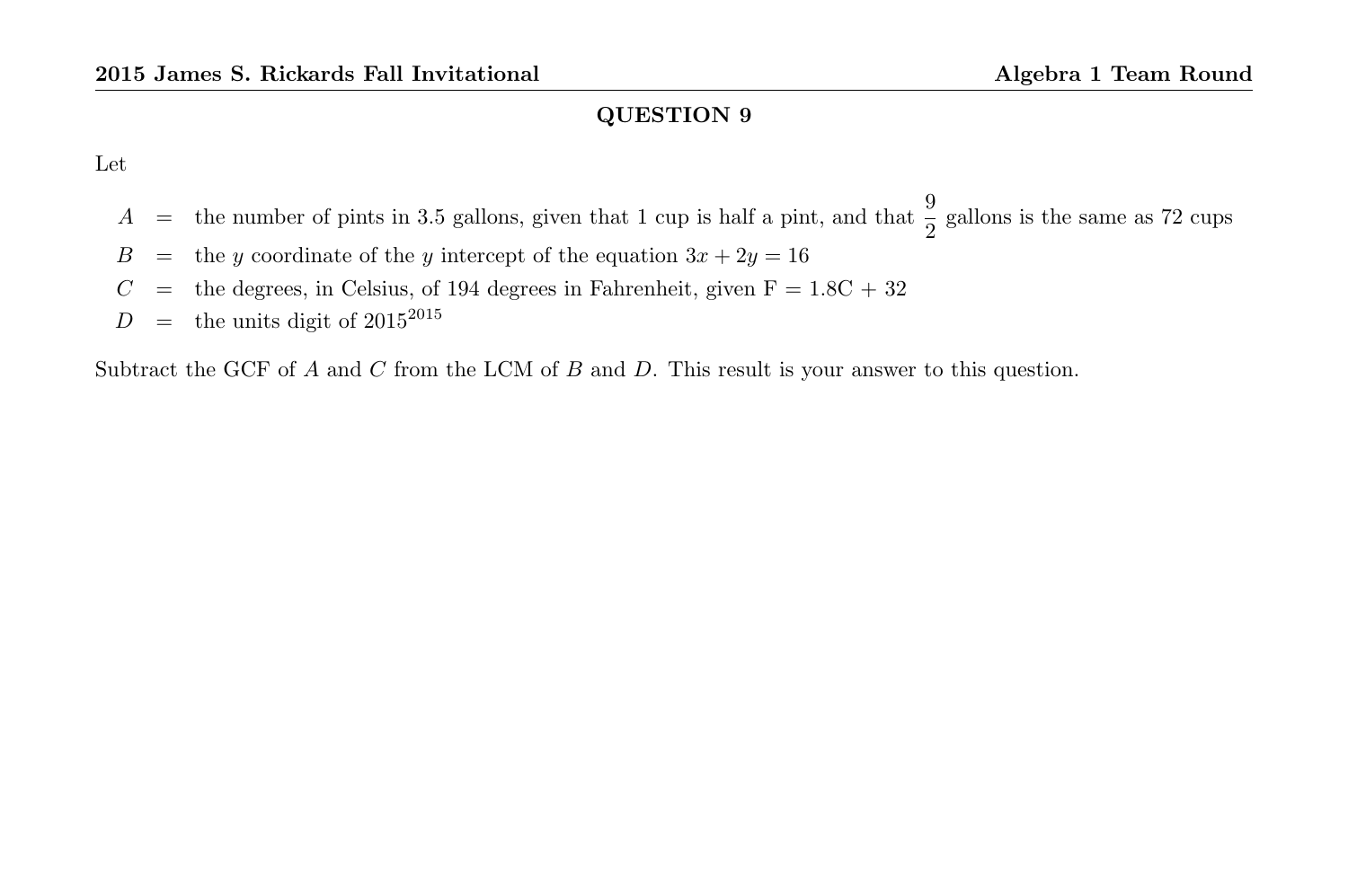## QUESTION 9

Let

$A$ = the number of pints in 3.5 gallons, given that 1 cup is half a pint, and that $\frac{9}{2}$ gallons is the same as 72 cups

$B$ = the $y$ coordinate of the $y$ intercept of the equation $3x + 2y = 16$

$C$ = the degrees, in Celsius, of 194 degrees in Fahrenheit, given $\text{F} = 1.8\text{C} + 32$

$D$ = the units digit of $2015^{2015}$

Subtract the GCF of $A$ and $C$ from the LCM of $B$ and $D$. This result is your answer to this question.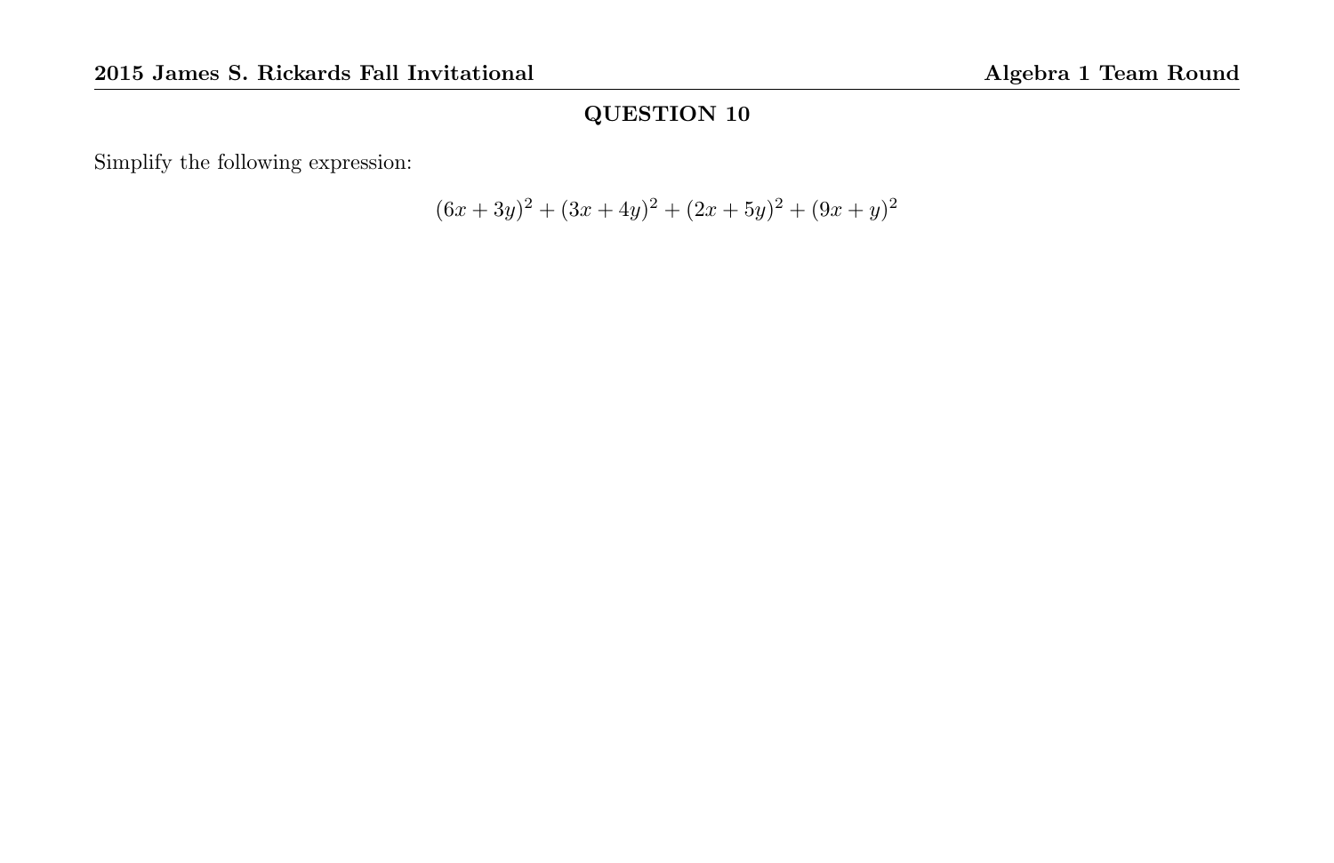## QUESTION 10

Simplify the following expression:

$$(6x + 3y)^2 + (3x + 4y)^2 + (2x + 5y)^2 + (9x + y)^2$$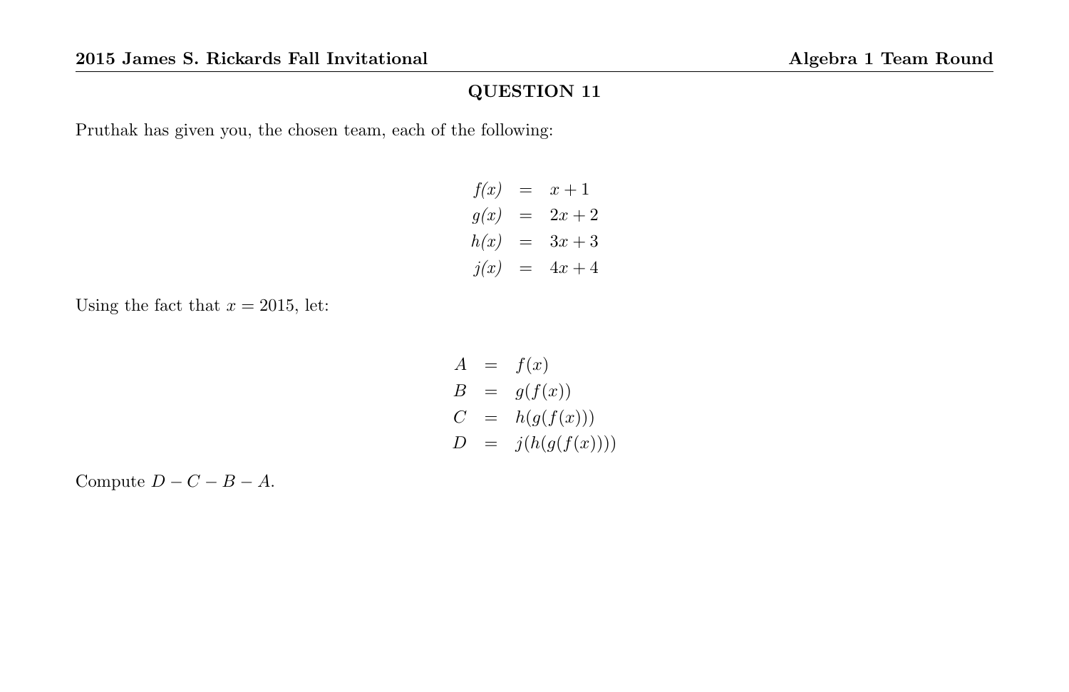## QUESTION 11

Pruthak has given you, the chosen team, each of the following:

$$
\begin{aligned}
f(x) &= x+1 \\
g(x) &= 2x+2 \\
h(x) &= 3x+3 \\
j(x) &= 4x+4
\end{aligned}
$$

Using the fact that $x = 2015$, let:

$$
\begin{aligned}
A &= f(x) \\
B &= g(f(x)) \\
C &= h(g(f(x))) \\
D &= j(h(g(f(x))))
\end{aligned}
$$

Compute $D - C - B - A$.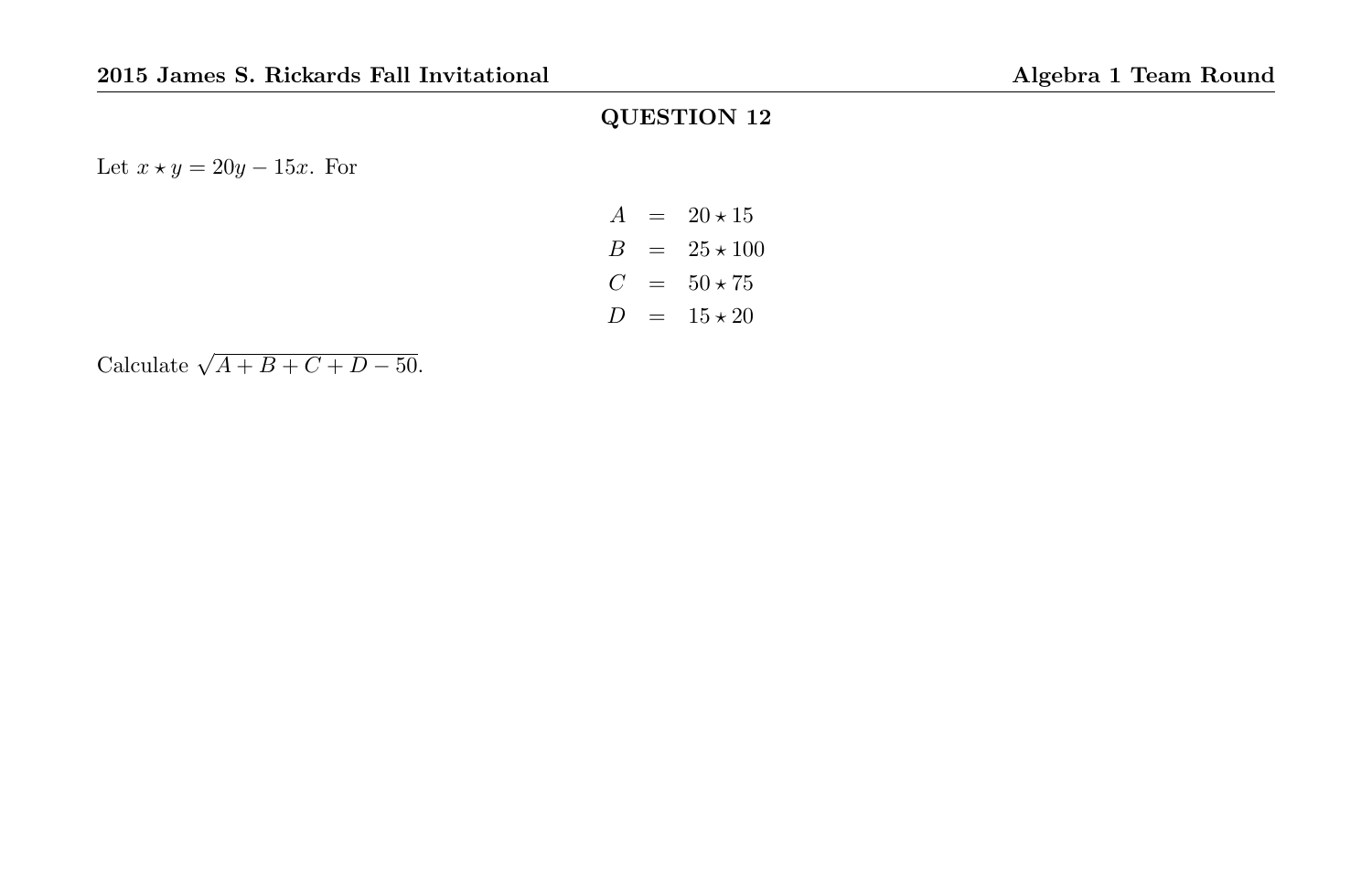## QUESTION 12

Let $x \star y = 20y - 15x$. For

$$\begin{aligned} A &= 20 \star 15 \\ B &= 25 \star 100 \\ C &= 50 \star 75 \\ D &= 15 \star 20 \end{aligned}$$

Calculate $\sqrt{A + B + C + D - 50}$.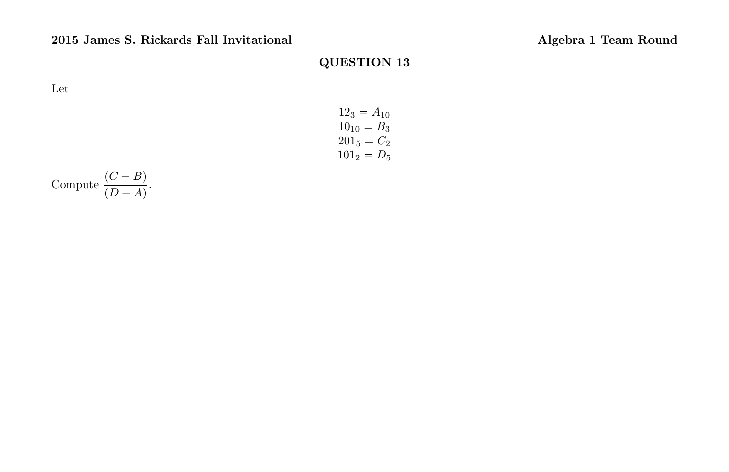## QUESTION 13

Let

$$12_3 = A_{10}$$
$$10_{10} = B_3$$
$$201_5 = C_2$$
$$101_2 = D_5$$

Compute $\dfrac{(C - B)}{(D - A)}$.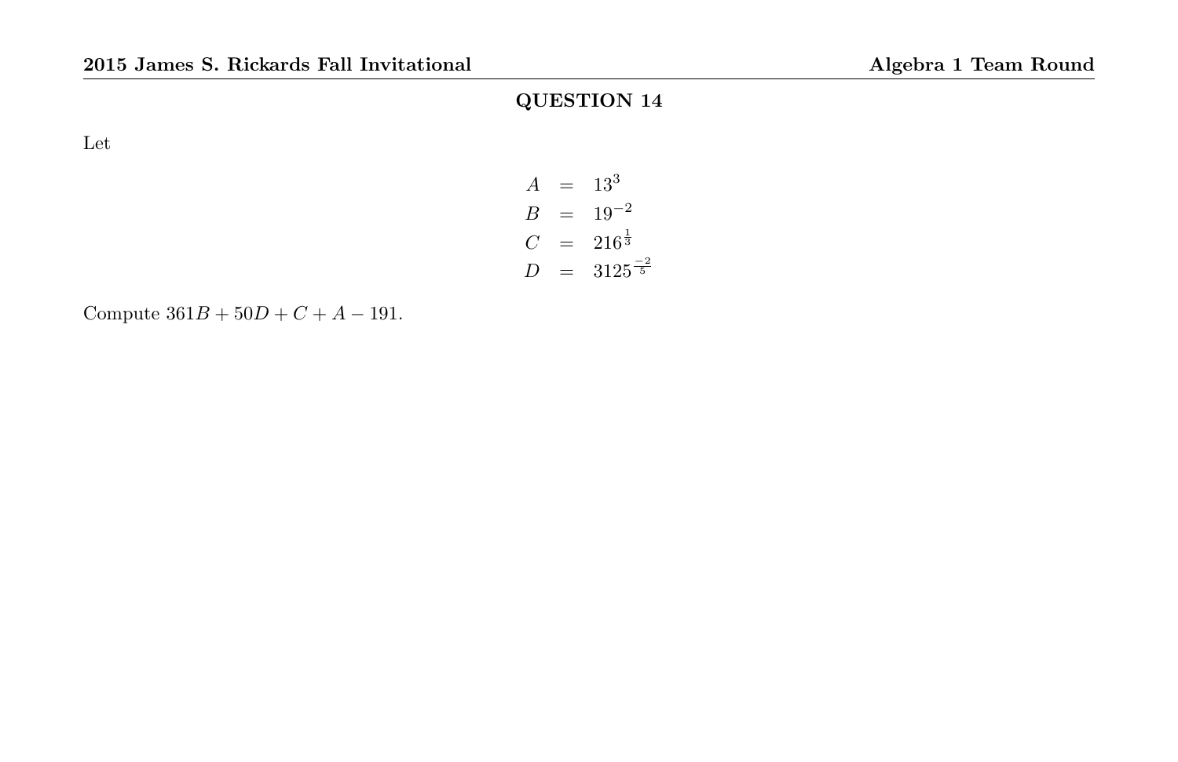## QUESTION 14

Let

$$\begin{aligned} A &= 13^3 \\ B &= 19^{-2} \\ C &= 216^{\frac{1}{3}} \\ D &= 3125^{\frac{-2}{5}} \end{aligned}$$

Compute $361B + 50D + C + A - 191$.